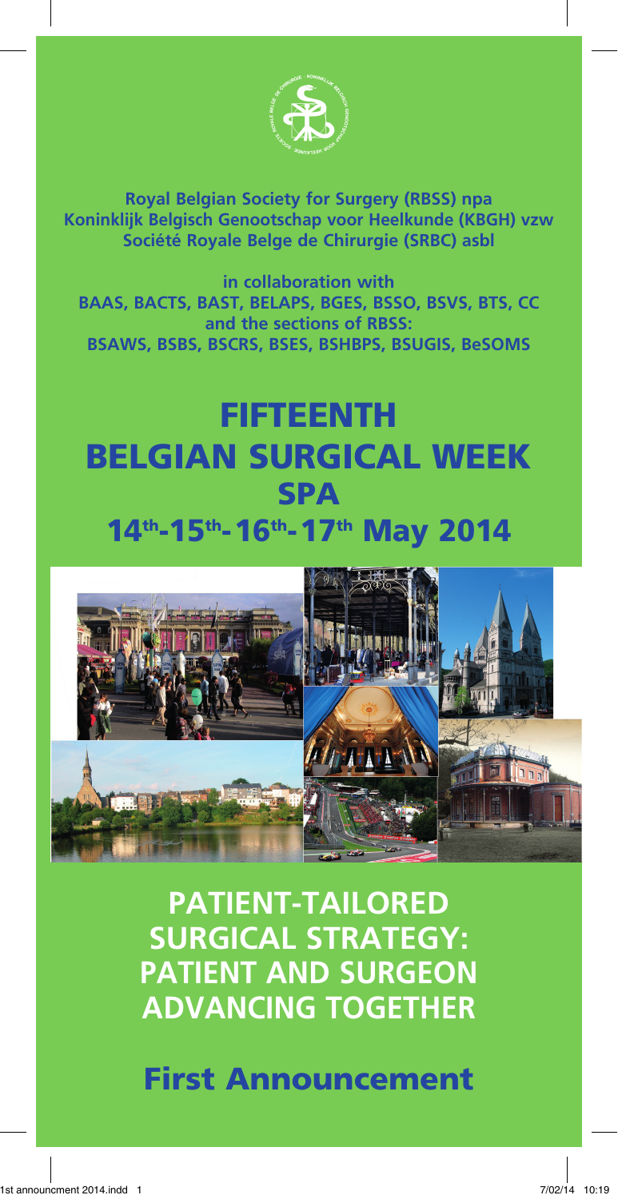**Royal Belgian Society for Surgery (RBSS) npa**
**Koninklijk Belgisch Genootschap voor Heelkunde (KBGH) vzw**
**Société Royale Belge de Chirurgie (SRBC) asbl**

**in collaboration with**
**BAAS, BACTS, BAST, BELAPS, BGES, BSSO, BSVS, BTS, CC**
**and the sections of RBSS:**
**BSAWS, BSBS, BSCRS, BSES, BSHBPS, BSUGIS, BeSOMS**

# FIFTEENTH BELGIAN SURGICAL WEEK SPA

## 14th-15th-16th-17th May 2014

## PATIENT-TAILORED SURGICAL STRATEGY: PATIENT AND SURGEON ADVANCING TOGETHER

## First Announcement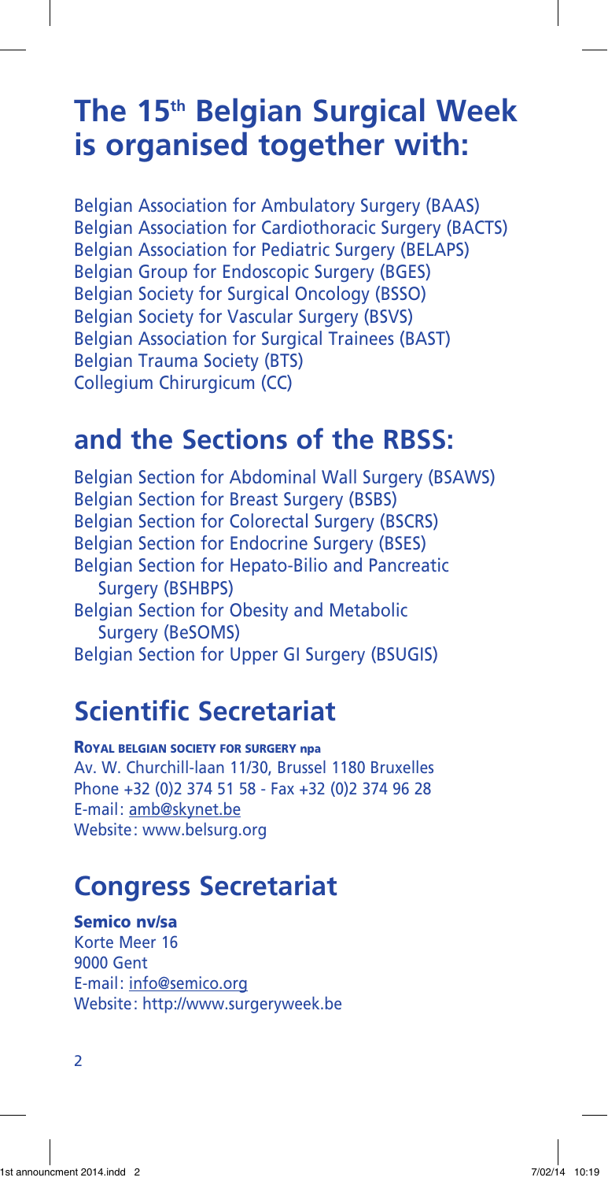# The 15th Belgian Surgical Week is organised together with:

Belgian Association for Ambulatory Surgery (BAAS)
Belgian Association for Cardiothoracic Surgery (BACTS)
Belgian Association for Pediatric Surgery (BELAPS)
Belgian Group for Endoscopic Surgery (BGES)
Belgian Society for Surgical Oncology (BSSO)
Belgian Society for Vascular Surgery (BSVS)
Belgian Association for Surgical Trainees (BAST)
Belgian Trauma Society (BTS)
Collegium Chirurgicum (CC)

## and the Sections of the RBSS:

Belgian Section for Abdominal Wall Surgery (BSAWS)
Belgian Section for Breast Surgery (BSBS)
Belgian Section for Colorectal Surgery (BSCRS)
Belgian Section for Endocrine Surgery (BSES)
Belgian Section for Hepato-Bilio and Pancreatic Surgery (BSHBPS)
Belgian Section for Obesity and Metabolic Surgery (BeSOMS)
Belgian Section for Upper GI Surgery (BSUGIS)

## Scientific Secretariat

**Royal Belgian Society for Surgery npa**
Av. W. Churchill-laan 11/30, Brussel 1180 Bruxelles
Phone +32 (0)2 374 51 58 - Fax +32 (0)2 374 96 28
E-mail: amb@skynet.be
Website: www.belsurg.org

## Congress Secretariat

**Semico nv/sa**
Korte Meer 16
9000 Gent
E-mail: info@semico.org
Website: http://www.surgeryweek.be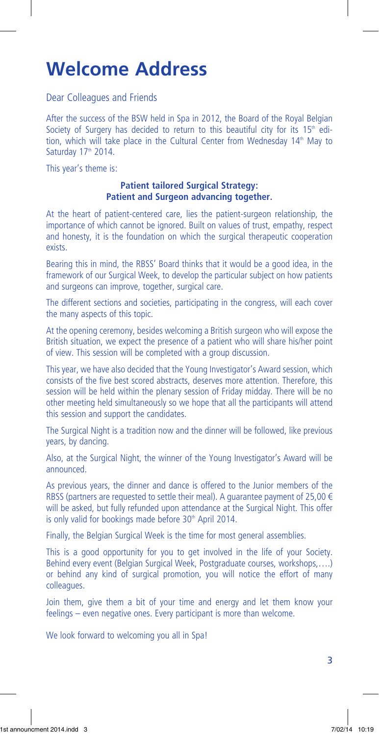# Welcome Address

Dear Colleagues and Friends

After the success of the BSW held in Spa in 2012, the Board of the Royal Belgian Society of Surgery has decided to return to this beautiful city for its 15th edition, which will take place in the Cultural Center from Wednesday 14th May to Saturday 17th 2014.

This year's theme is:

**Patient tailored Surgical Strategy:**
**Patient and Surgeon advancing together.**

At the heart of patient-centered care, lies the patient-surgeon relationship, the importance of which cannot be ignored. Built on values of trust, empathy, respect and honesty, it is the foundation on which the surgical therapeutic cooperation exists.

Bearing this in mind, the RBSS' Board thinks that it would be a good idea, in the framework of our Surgical Week, to develop the particular subject on how patients and surgeons can improve, together, surgical care.

The different sections and societies, participating in the congress, will each cover the many aspects of this topic.

At the opening ceremony, besides welcoming a British surgeon who will expose the British situation, we expect the presence of a patient who will share his/her point of view. This session will be completed with a group discussion.

This year, we have also decided that the Young Investigator's Award session, which consists of the five best scored abstracts, deserves more attention. Therefore, this session will be held within the plenary session of Friday midday. There will be no other meeting held simultaneously so we hope that all the participants will attend this session and support the candidates.

The Surgical Night is a tradition now and the dinner will be followed, like previous years, by dancing.

Also, at the Surgical Night, the winner of the Young Investigator's Award will be announced.

As previous years, the dinner and dance is offered to the Junior members of the RBSS (partners are requested to settle their meal). A guarantee payment of 25,00 € will be asked, but fully refunded upon attendance at the Surgical Night. This offer is only valid for bookings made before 30th April 2014.

Finally, the Belgian Surgical Week is the time for most general assemblies.

This is a good opportunity for you to get involved in the life of your Society. Behind every event (Belgian Surgical Week, Postgraduate courses, workshops,….) or behind any kind of surgical promotion, you will notice the effort of many colleagues.

Join them, give them a bit of your time and energy and let them know your feelings – even negative ones. Every participant is more than welcome.

We look forward to welcoming you all in Spa!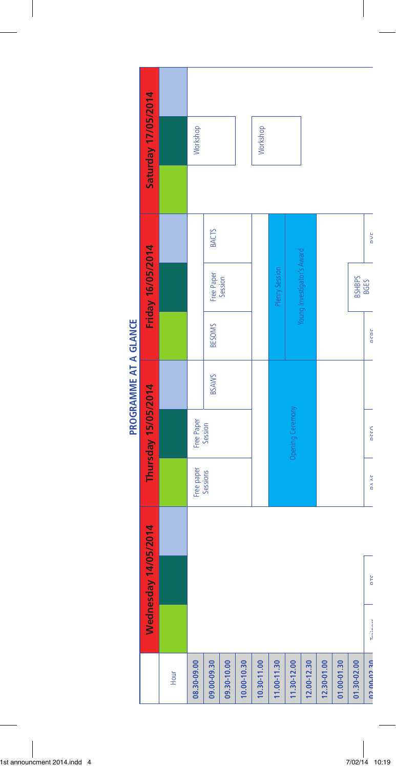# PROGRAMME AT A GLANCE

| Hour | Wednesday 14/05/2014 | | | Thursday 15/05/2014 | | | Friday 16/05/2014 | | | Saturday 17/05/2014 | | |
|---|---|---|---|---|---|---|---|---|---|---|---|---|
| 08.30-09.00 | | | | Free paper Sessions | Free Paper Session | | | | | | Workshop | |
| 09.00-09.30 | | | | | | BSAWS | BESOMS | Free Paper Session | BACTS | | | |
| 09.30-10.00 | | | | | | | | | | | | |
| 10.00-10.30 | | | | | | | | | | | | |
| 10.30-11.00 | | | | | | | | | | | Workshop | |
| 11.00-11.30 | | | | Opening Ceremony | | | Plenry Session | | | | | |
| 11.30-12.00 | | | | | | | Young Investigator's Award | | | | | |
| 12.00-12.30 | | | | | | | | | | | | |
| 12.30-01.00 | | | | | | | | | | | | |
| 01.00-01.30 | | | | | | | | BSHBPS BGES | | | | |
| 01.30-02.00 | | | | | | | | | | | | |
| 02.00-02.30 | Trainees | BTS | | BAAS | BSSO | | BSPS | | BVE | | | |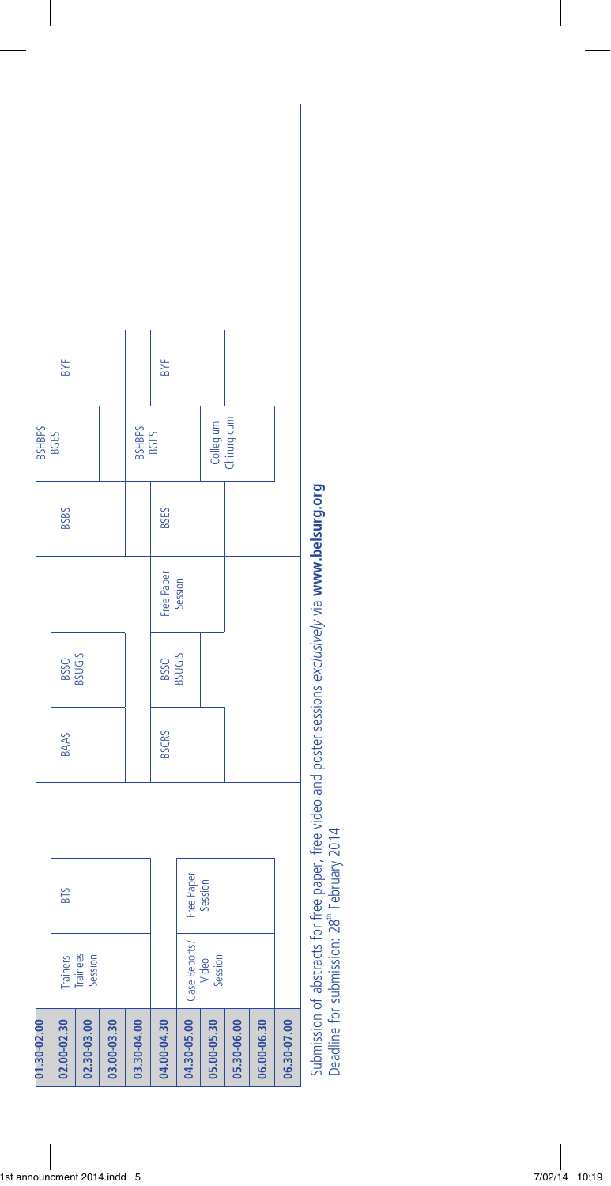| Time | | | | | | | | |
|---|---|---|---|---|---|---|---|---|
| 01.30-02.00 | | | | | | | BSHBPS BGES | |
| 02.00-02.30 | Trainers-Trainees Session | BTS | BAAS | | | BSBS | | BYF |
| 02.30-03.00 | | | | BSSO BSUGIS | | | | |
| 03.00-03.30 | | | | | | | | |
| 03.30-04.00 | | | | | | | BSHBPS BGES | |
| 04.00-04.30 | | | BSCRS | BSSO BSUGIS | Free Paper Session | BSES | | BYF |
| 04.30-05.00 | Case Reports/ Video Session | Free Paper Session | | | | | | |
| 05.00-05.30 | | | | | | | Collegium Chirurgicum | |
| 05.30-06.00 | | | | | | | | |
| 06.00-06.30 | | | | | | | | |
| 06.30-07.00 | | | | | | | | |

Submission of abstracts for free paper, free video and poster sessions *exclusively* via **www.belsurg.org**
Deadline for submission: 28[th] February 2014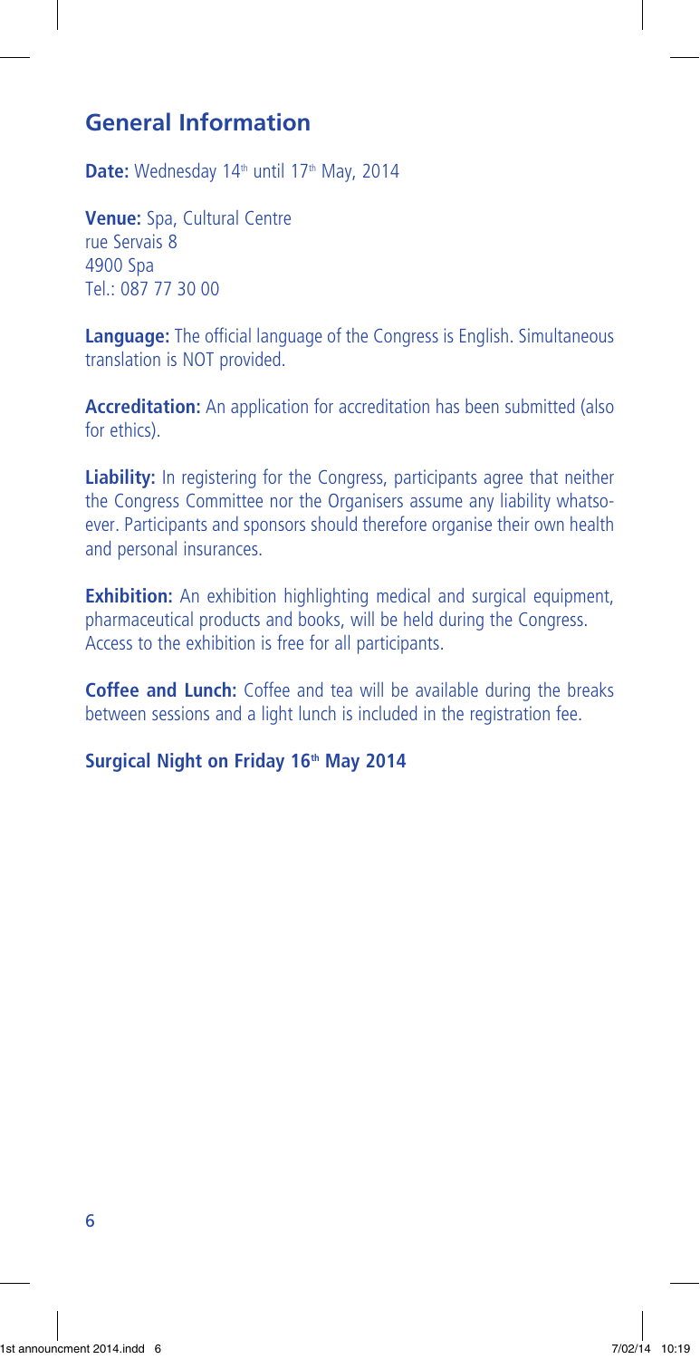## General Information

**Date:** Wednesday 14th until 17th May, 2014

**Venue:** Spa, Cultural Centre
rue Servais 8
4900 Spa
Tel.: 087 77 30 00

**Language:** The official language of the Congress is English. Simultaneous translation is NOT provided.

**Accreditation:** An application for accreditation has been submitted (also for ethics).

**Liability:** In registering for the Congress, participants agree that neither the Congress Committee nor the Organisers assume any liability whatsoever. Participants and sponsors should therefore organise their own health and personal insurances.

**Exhibition:** An exhibition highlighting medical and surgical equipment, pharmaceutical products and books, will be held during the Congress. Access to the exhibition is free for all participants.

**Coffee and Lunch:** Coffee and tea will be available during the breaks between sessions and a light lunch is included in the registration fee.

**Surgical Night on Friday 16th May 2014**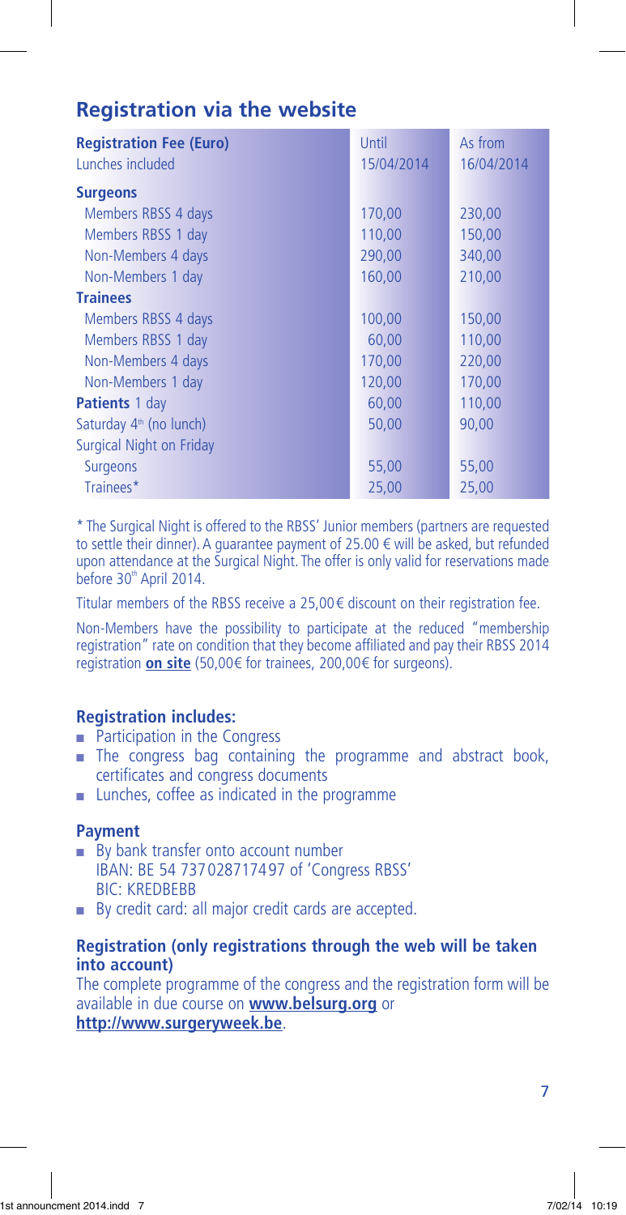## Registration via the website

| **Registration Fee (Euro)**<br>Lunches included | Until<br>15/04/2014 | As from<br>16/04/2014 |
|---|---|---|
| **Surgeons** | | |
| Members RBSS 4 days | 170,00 | 230,00 |
| Members RBSS 1 day | 110,00 | 150,00 |
| Non-Members 4 days | 290,00 | 340,00 |
| Non-Members 1 day | 160,00 | 210,00 |
| **Trainees** | | |
| Members RBSS 4 days | 100,00 | 150,00 |
| Members RBSS 1 day | 60,00 | 110,00 |
| Non-Members 4 days | 170,00 | 220,00 |
| Non-Members 1 day | 120,00 | 170,00 |
| **Patients** 1 day | 60,00 | 110,00 |
| Saturday 4th (no lunch) | 50,00 | 90,00 |
| Surgical Night on Friday | | |
| Surgeons | 55,00 | 55,00 |
| Trainees* | 25,00 | 25,00 |

* The Surgical Night is offered to the RBSS' Junior members (partners are requested to settle their dinner). A guarantee payment of 25.00 € will be asked, but refunded upon attendance at the Surgical Night. The offer is only valid for reservations made before 30th April 2014.

Titular members of the RBSS receive a 25,00 € discount on their registration fee.

Non-Members have the possibility to participate at the reduced "membership registration" rate on condition that they become affiliated and pay their RBSS 2014 registration **on site** (50,00€ for trainees, 200,00€ for surgeons).

### Registration includes:

- Participation in the Congress
- The congress bag containing the programme and abstract book, certificates and congress documents
- Lunches, coffee as indicated in the programme

### Payment

- By bank transfer onto account number IBAN: BE 54 737028717497 of 'Congress RBSS' BIC: KREDBEBB
- By credit card: all major credit cards are accepted.

### Registration (only registrations through the web will be taken into account)

The complete programme of the congress and the registration form will be available in due course on **www.belsurg.org** or **http://www.surgeryweek.be**.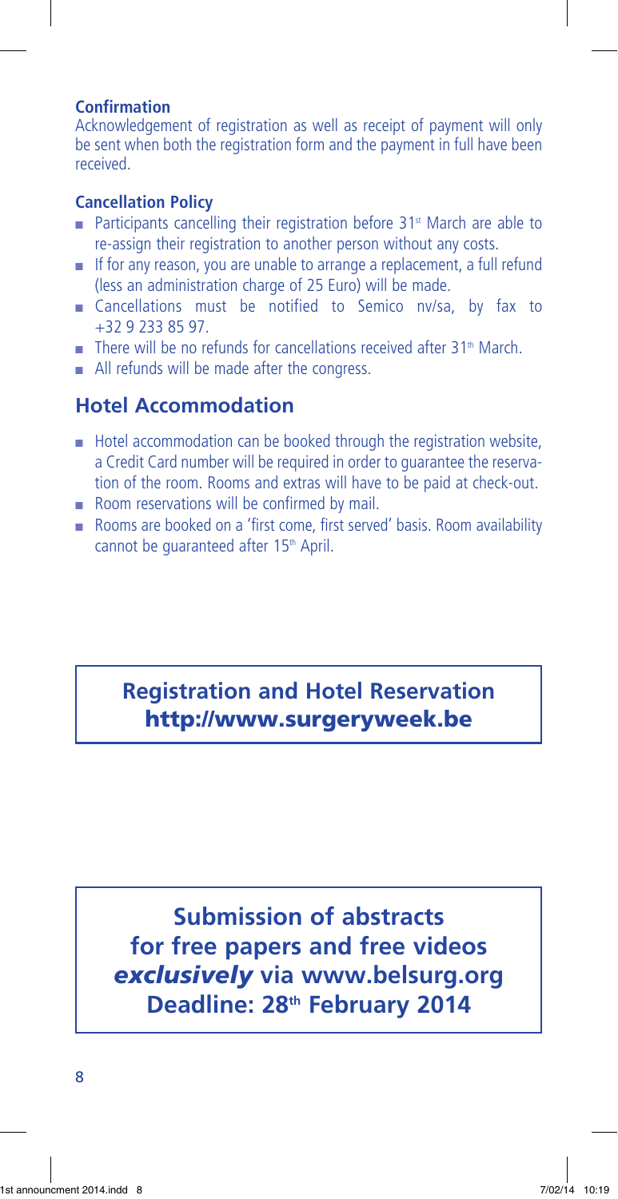**Confirmation**

Acknowledgement of registration as well as receipt of payment will only be sent when both the registration form and the payment in full have been received.

**Cancellation Policy**

- Participants cancelling their registration before 31st March are able to re-assign their registration to another person without any costs.
- If for any reason, you are unable to arrange a replacement, a full refund (less an administration charge of 25 Euro) will be made.
- Cancellations must be notified to Semico nv/sa, by fax to +32 9 233 85 97.
- There will be no refunds for cancellations received after 31th March.
- All refunds will be made after the congress.

## Hotel Accommodation

- Hotel accommodation can be booked through the registration website, a Credit Card number will be required in order to guarantee the reservation of the room. Rooms and extras will have to be paid at check-out.
- Room reservations will be confirmed by mail.
- Rooms are booked on a 'first come, first served' basis. Room availability cannot be guaranteed after 15th April.

**Registration and Hotel Reservation**
**http://www.surgeryweek.be**

**Submission of abstracts for free papers and free videos *exclusively* via www.belsurg.org**
**Deadline: 28th February 2014**